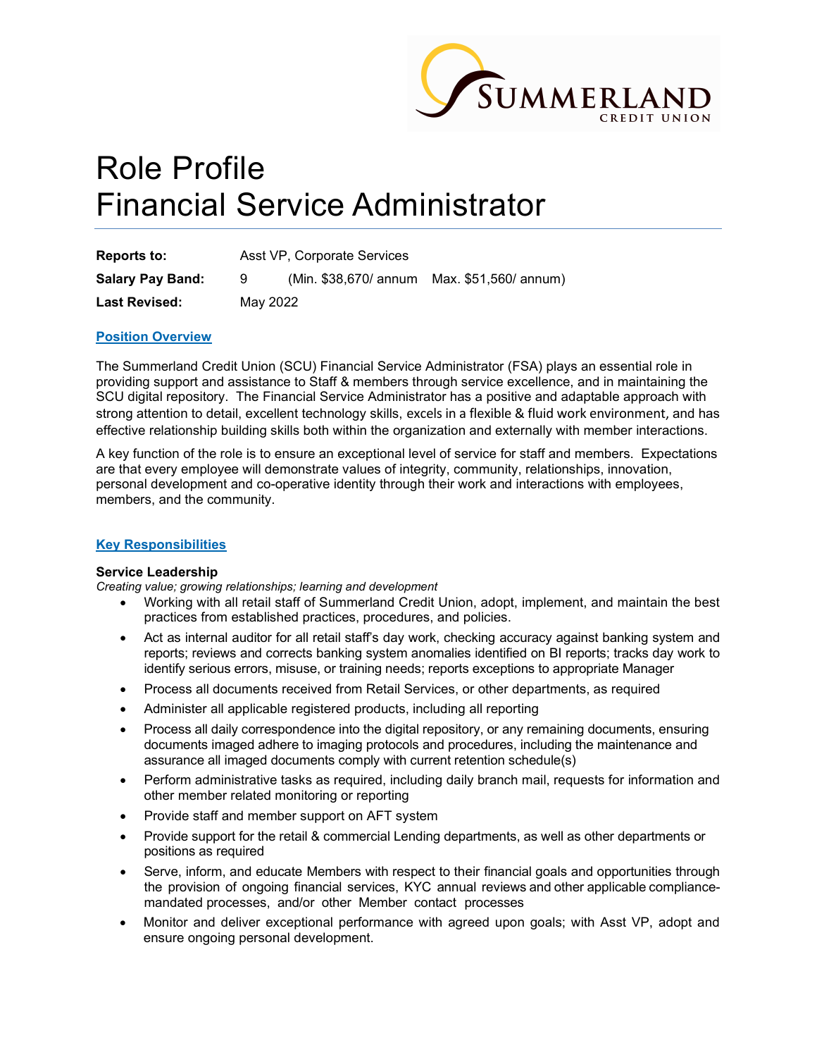# Role Profile
# Financial Service Administrator

| | | | |
|---|---|---|---|
| **Reports to:** | Asst VP, Corporate Services | | |
| **Salary Pay Band:** | 9 | (Min. $38,670/ annum | Max. $51,560/ annum) |
| **Last Revised:** | May 2022 | | |

## Position Overview

The Summerland Credit Union (SCU) Financial Service Administrator (FSA) plays an essential role in providing support and assistance to Staff & members through service excellence, and in maintaining the SCU digital repository. The Financial Service Administrator has a positive and adaptable approach with strong attention to detail, excellent technology skills, excels in a flexible & fluid work environment, and has effective relationship building skills both within the organization and externally with member interactions.

A key function of the role is to ensure an exceptional level of service for staff and members. Expectations are that every employee will demonstrate values of integrity, community, relationships, innovation, personal development and co-operative identity through their work and interactions with employees, members, and the community.

## Key Responsibilities

### Service Leadership

*Creating value; growing relationships; learning and development*

- Working with all retail staff of Summerland Credit Union, adopt, implement, and maintain the best practices from established practices, procedures, and policies.
- Act as internal auditor for all retail staff's day work, checking accuracy against banking system and reports; reviews and corrects banking system anomalies identified on BI reports; tracks day work to identify serious errors, misuse, or training needs; reports exceptions to appropriate Manager
- Process all documents received from Retail Services, or other departments, as required
- Administer all applicable registered products, including all reporting
- Process all daily correspondence into the digital repository, or any remaining documents, ensuring documents imaged adhere to imaging protocols and procedures, including the maintenance and assurance all imaged documents comply with current retention schedule(s)
- Perform administrative tasks as required, including daily branch mail, requests for information and other member related monitoring or reporting
- Provide staff and member support on AFT system
- Provide support for the retail & commercial Lending departments, as well as other departments or positions as required
- Serve, inform, and educate Members with respect to their financial goals and opportunities through the provision of ongoing financial services, KYC annual reviews and other applicable compliance-mandated processes, and/or other Member contact processes
- Monitor and deliver exceptional performance with agreed upon goals; with Asst VP, adopt and ensure ongoing personal development.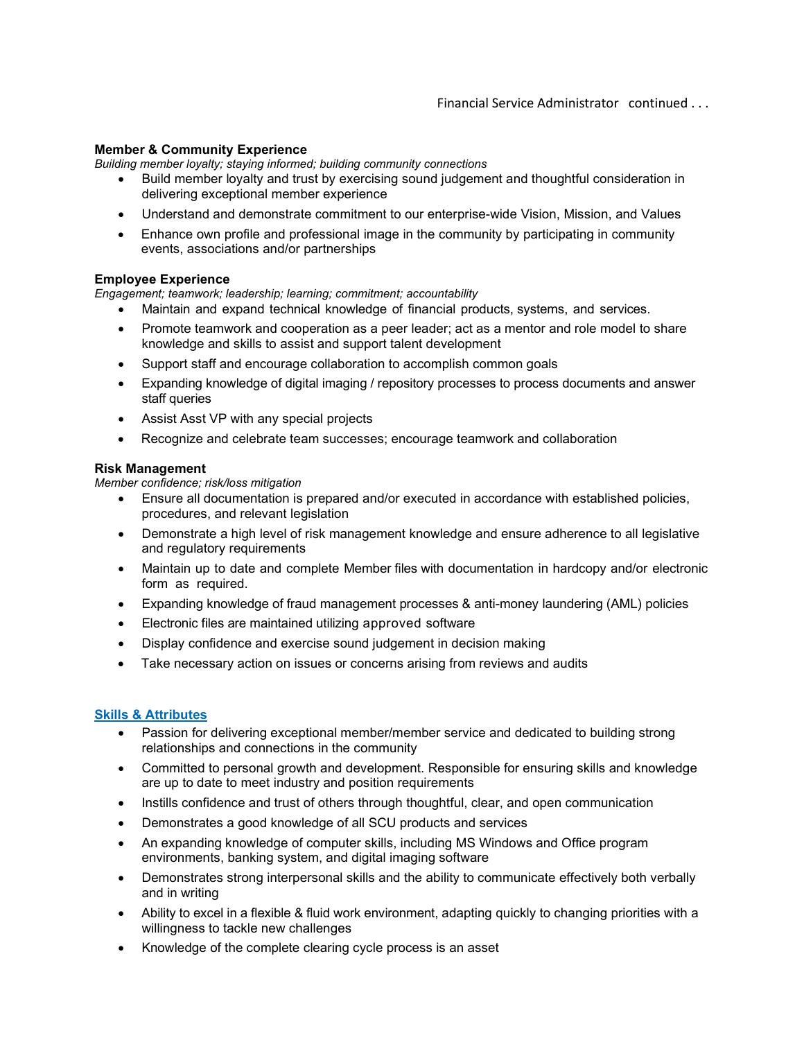**Member & Community Experience**

*Building member loyalty; staying informed; building community connections*

- Build member loyalty and trust by exercising sound judgement and thoughtful consideration in delivering exceptional member experience
- Understand and demonstrate commitment to our enterprise-wide Vision, Mission, and Values
- Enhance own profile and professional image in the community by participating in community events, associations and/or partnerships

**Employee Experience**

*Engagement; teamwork; leadership; learning; commitment; accountability*

- Maintain and expand technical knowledge of financial products, systems, and services.
- Promote teamwork and cooperation as a peer leader; act as a mentor and role model to share knowledge and skills to assist and support talent development
- Support staff and encourage collaboration to accomplish common goals
- Expanding knowledge of digital imaging / repository processes to process documents and answer staff queries
- Assist Asst VP with any special projects
- Recognize and celebrate team successes; encourage teamwork and collaboration

**Risk Management**

*Member confidence; risk/loss mitigation*

- Ensure all documentation is prepared and/or executed in accordance with established policies, procedures, and relevant legislation
- Demonstrate a high level of risk management knowledge and ensure adherence to all legislative and regulatory requirements
- Maintain up to date and complete Member files with documentation in hardcopy and/or electronic form as required.
- Expanding knowledge of fraud management processes & anti-money laundering (AML) policies
- Electronic files are maintained utilizing approved software
- Display confidence and exercise sound judgement in decision making
- Take necessary action on issues or concerns arising from reviews and audits

## Skills & Attributes

- Passion for delivering exceptional member/member service and dedicated to building strong relationships and connections in the community
- Committed to personal growth and development. Responsible for ensuring skills and knowledge are up to date to meet industry and position requirements
- Instills confidence and trust of others through thoughtful, clear, and open communication
- Demonstrates a good knowledge of all SCU products and services
- An expanding knowledge of computer skills, including MS Windows and Office program environments, banking system, and digital imaging software
- Demonstrates strong interpersonal skills and the ability to communicate effectively both verbally and in writing
- Ability to excel in a flexible & fluid work environment, adapting quickly to changing priorities with a willingness to tackle new challenges
- Knowledge of the complete clearing cycle process is an asset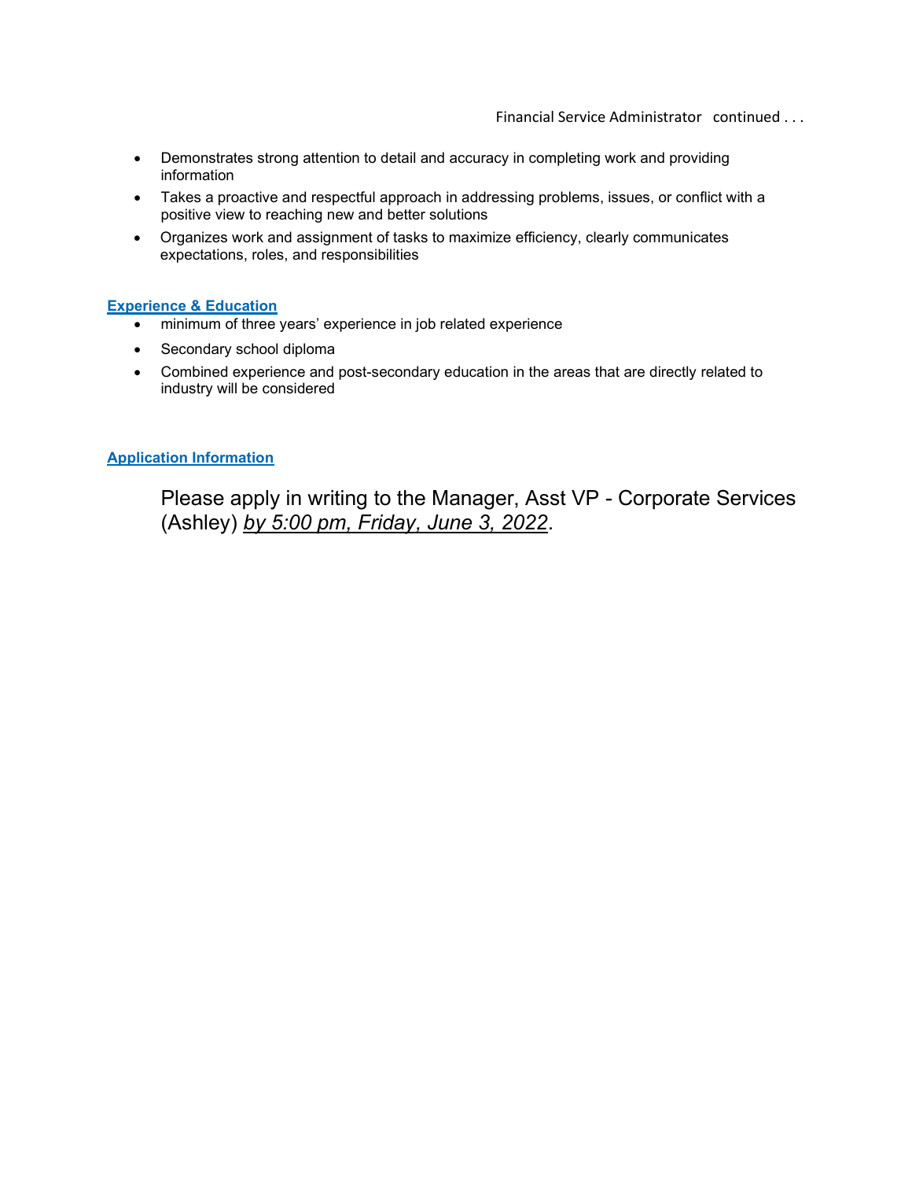- Demonstrates strong attention to detail and accuracy in completing work and providing information
- Takes a proactive and respectful approach in addressing problems, issues, or conflict with a positive view to reaching new and better solutions
- Organizes work and assignment of tasks to maximize efficiency, clearly communicates expectations, roles, and responsibilities

## Experience & Education

- minimum of three years' experience in job related experience
- Secondary school diploma
- Combined experience and post-secondary education in the areas that are directly related to industry will be considered

## Application Information

Please apply in writing to the Manager, Asst VP - Corporate Services (Ashley) *by 5:00 pm, Friday, June 3, 2022*.